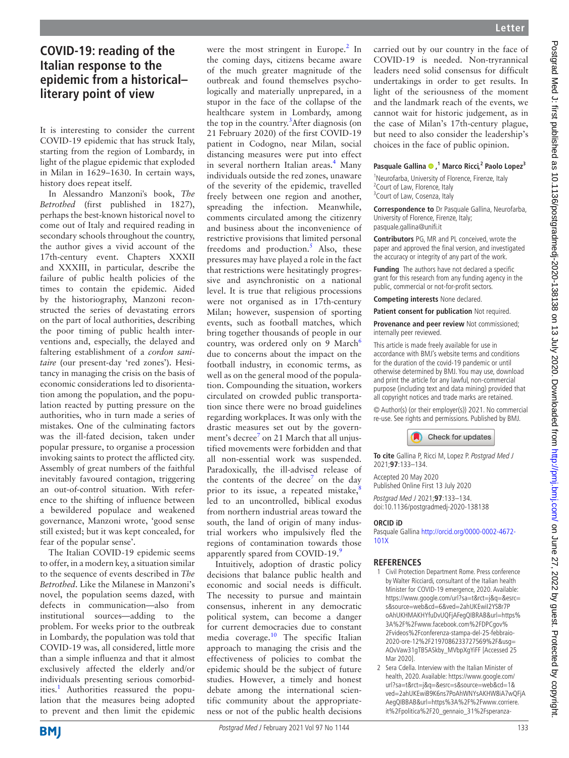# COVID-19: reading of the Italian response to the epidemic from a historical–literary point of view

It is interesting to consider the current COVID-19 epidemic that has struck Italy, starting from the region of Lombardy, in light of the plague epidemic that exploded in Milan in 1629–1630. In certain ways, history does repeat itself.

In Alessandro Manzoni's book, *The Betrothed* (first published in 1827), perhaps the best-known historical novel to come out of Italy and required reading in secondary schools throughout the country, the author gives a vivid account of the 17th-century event. Chapters XXXII and XXXIII, in particular, describe the failure of public health policies of the times to contain the epidemic. Aided by the historiography, Manzoni reconstructed the series of devastating errors on the part of local authorities, describing the poor timing of public health interventions and, especially, the delayed and faltering establishment of a *cordon sanitaire* (our present-day 'red zones'). Hesitancy in managing the crisis on the basis of economic considerations led to disorientation among the population, and the population reacted by putting pressure on the authorities, who in turn made a series of mistakes. One of the culminating factors was the ill-fated decision, taken under popular pressure, to organise a procession invoking saints to protect the afflicted city. Assembly of great numbers of the faithful inevitably favoured contagion, triggering an out-of-control situation. With reference to the shifting of influence between a bewildered populace and weakened governance, Manzoni wrote, 'good sense still existed; but it was kept concealed, for fear of the popular sense'.

The Italian COVID-19 epidemic seems to offer, in a modern key, a situation similar to the sequence of events described in *The Betrothed*. Like the Milanese in Manzoni's novel, the population seems dazed, with defects in communication—also from institutional sources—adding to the problem. For weeks prior to the outbreak in Lombardy, the population was told that COVID-19 was, all considered, little more than a simple influenza and that it almost exclusively affected the elderly and/or individuals presenting serious comorbidities.[1] Authorities reassured the population that the measures being adopted to prevent and then limit the epidemic were the most stringent in Europe.[2] In the coming days, citizens became aware of the much greater magnitude of the outbreak and found themselves psychologically and materially unprepared, in a stupor in the face of the collapse of the healthcare system in Lombardy, among the top in the country.[3] After diagnosis (on 21 February 2020) of the first COVID-19 patient in Codogno, near Milan, social distancing measures were put into effect in several northern Italian areas.[4] Many individuals outside the red zones, unaware of the severity of the epidemic, travelled freely between one region and another, spreading the infection. Meanwhile, comments circulated among the citizenry and business about the inconvenience of restrictive provisions that limited personal freedoms and production.[5] Also, these pressures may have played a role in the fact that restrictions were hesitatingly progressive and asynchronistic on a national level. It is true that religious processions were not organised as in 17th-century Milan; however, suspension of sporting events, such as football matches, which bring together thousands of people in our country, was ordered only on 9 March[6] due to concerns about the impact on the football industry, in economic terms, as well as on the general mood of the population. Compounding the situation, workers circulated on crowded public transportation since there were no broad guidelines regarding workplaces. It was only with the drastic measures set out by the government's decree[7] on 21 March that all unjustified movements were forbidden and that all non-essential work was suspended. Paradoxically, the ill-advised release of the contents of the decree[7] on the day prior to its issue, a repeated mistake,[8] led to an uncontrolled, biblical exodus from northern industrial areas toward the south, the land of origin of many industrial workers who impulsively fled the regions of contamination towards those apparently spared from COVID-19.[9]

Intuitively, adoption of drastic policy decisions that balance public health and economic and social needs is difficult. The necessity to pursue and maintain consensus, inherent in any democratic political system, can become a danger for current democracies due to constant media coverage.[10] The specific Italian approach to managing the crisis and the effectiveness of policies to combat the epidemic should be the subject of future studies. However, a timely and honest debate among the international scientific community about the appropriateness or not of the public health decisions carried out by our country in the face of COVID-19 is needed. Non-tyrannical leaders need solid consensus for difficult undertakings in order to get results. In light of the seriousness of the moment and the landmark reach of the events, we cannot wait for historic judgement, as in the case of Milan's 17th-century plague, but need to also consider the leadership's choices in the face of public opinion.

**Pasquale Gallina**,[1] **Marco Ricci**,[2] **Paolo Lopez**[3]

[1]Neurofarba, University of Florence, Firenze, Italy
[2]Court of Law, Florence, Italy
[3]Court of Law, Cosenza, Italy

**Correspondence to** Dr Pasquale Gallina, Neurofarba, University of Florence, Firenze, Italy; pasquale.gallina@unifi.it

**Contributors** PG, MR and PL conceived, wrote the paper and approved the final version, and investigated the accuracy or integrity of any part of the work.

**Funding** The authors have not declared a specific grant for this research from any funding agency in the public, commercial or not-for-profit sectors.

**Competing interests** None declared.

**Patient consent for publication** Not required.

**Provenance and peer review** Not commissioned; internally peer reviewed.

This article is made freely available for use in accordance with BMJ's website terms and conditions for the duration of the covid-19 pandemic or until otherwise determined by BMJ. You may use, download and print the article for any lawful, non-commercial purpose (including text and data mining) provided that all copyright notices and trade marks are retained.

© Author(s) (or their employer(s)) 2021. No commercial re-use. See rights and permissions. Published by BMJ.

**To cite** Gallina P, Ricci M, Lopez P. *Postgrad Med J* 2021;**97**:133–134.

Accepted 20 May 2020
Published Online First 13 July 2020

*Postgrad Med J* 2021;**97**:133–134.
doi:10.1136/postgradmedj-2020-138138

**ORCID iD**

Pasquale Gallina http://orcid.org/0000-0002-4672-101X

## REFERENCES

1. Civil Protection Department Rome. Press conference by Walter Ricciardi, consultant of the Italian health Minister for COVID-19 emergence, 2020. Available: https://www.google.com/url?sa=t&rct=j&q=&esrc=s&source=web&cd=6&ved=2ahUKEwil2YS8r7PoAhUKHMAKHYfuDvUQFjAFegQIBRAB&url=https%3A%2F%2Fwww.facebook.com%2FDPCgov%2Fvideos%2Fconferenza-stampa-del-25-febbraio-2020-ore-12%2F2197086233727569%2F&usg=AOvVaw31gTB5ASkby_MVbpXgYiFF [Accessed 25 Mar 2020].
2. Sera Cdella. Interview with the Italian Minister of health, 2020. Available: https://www.google.com/url?sa=t&rct=j&q=&esrc=s&source=web&cd=1&ved=2ahUKEwiB9K6ns7PoAhWNYsAKHW8iA7wQFjAAegQIBBAB&url=https%3A%2F%2Fwww.corriere.it%2Fpolitica%2F20_gennaio_31%2Fsperanza-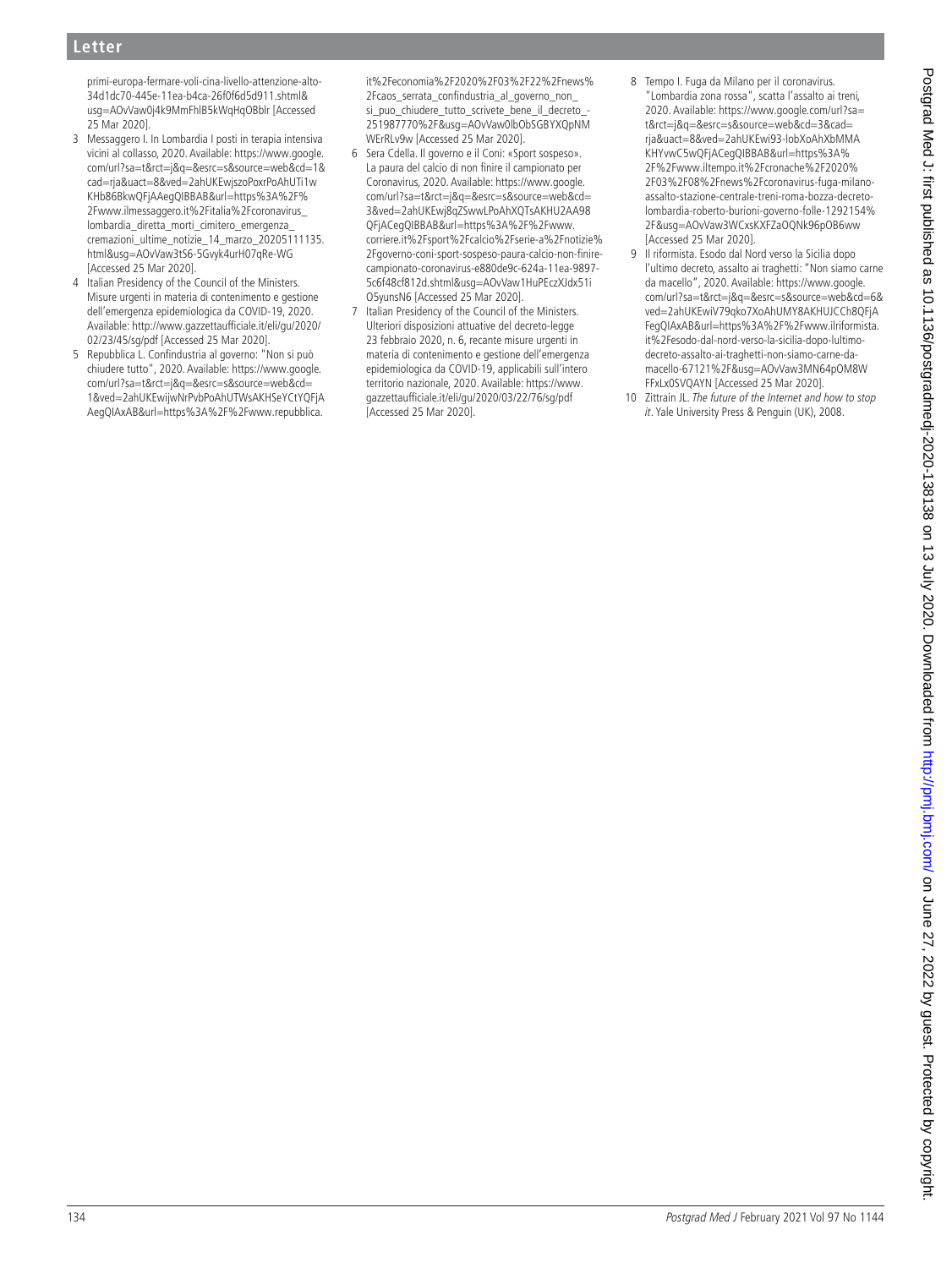primi-europa-fermare-voli-cina-livello-attenzione-alto-34d1dc70-445e-11ea-b4ca-26f0f6d5d911.shtml&usg=AOvVaw0j4k9MmFhlB5kWqHqOBblr [Accessed 25 Mar 2020].

3 Messaggero I. In Lombardia I posti in terapia intensiva vicini al collasso, 2020. Available: https://www.google.com/url?sa=t&rct=j&q=&esrc=s&source=web&cd=1&cad=rja&uact=8&ved=2ahUKEwjszoPoxrPoAhUTi1wKHb86BkwQFjAAegQIBBAB&url=https%3A%2F%2Fwww.ilmessaggero.it%2Fitalia%2Fcoronavirus_lombardia_diretta_morti_cimitero_emergenza_cremazioni_ultime_notizie_14_marzo_20205111135.html&usg=AOvVaw3tS6-5Gvyk4urH07qRe-WG [Accessed 25 Mar 2020].

4 Italian Presidency of the Council of the Ministers. Misure urgenti in materia di contenimento e gestione dell'emergenza epidemiologica da COVID-19, 2020. Available: http://www.gazzettaufficiale.it/eli/gu/2020/02/23/45/sg/pdf [Accessed 25 Mar 2020].

5 Repubblica L. Confindustria al governo: "Non si può chiudere tutto", 2020. Available: https://www.google.com/url?sa=t&rct=j&q=&esrc=s&source=web&cd=1&ved=2ahUKEwijwNrPvbPoAhUTWsAKHSeYCtYQFjAAegQIAxAB&url=https%3A%2F%2Fwww.repubblica.it%2Feconomia%2F2020%2F03%2F22%2Fnews%2Fcaos_serrata_confindustria_al_governo_non_si_puo_chiudere_tutto_scrivete_bene_il_decreto_-251987770%2F&usg=AOvVaw0lbObSGBYXQpNMWErRLv9w [Accessed 25 Mar 2020].

6 Sera Cdella. Il governo e il Coni: «Sport sospeso». La paura del calcio di non finire il campionato per Coronavirus, 2020. Available: https://www.google.com/url?sa=t&rct=j&q=&esrc=s&source=web&cd=3&ved=2ahUKEwj8qZSwwLPoAhXQTsAKHU2AA98QFjACegQIBBAB&url=https%3A%2F%2Fwww.corriere.it%2Fsport%2Fcalcio%2Fserie-a%2Fnotizie%2Fgoverno-coni-sport-sospeso-paura-calcio-non-finire-campionato-coronavirus-e880de9c-624a-11ea-9897-5c6f48cf812d.shtml&usg=AOvVaw1HuPEczXJdx51iO5yunsN6 [Accessed 25 Mar 2020].

7 Italian Presidency of the Council of the Ministers. Ulteriori disposizioni attuative del decreto-legge 23 febbraio 2020, n. 6, recante misure urgenti in materia di contenimento e gestione dell'emergenza epidemiologica da COVID-19, applicabili sull'intero territorio nazionale, 2020. Available: https://www.gazzettaufficiale.it/eli/gu/2020/03/22/76/sg/pdf [Accessed 25 Mar 2020].

8 Tempo I. Fuga da Milano per il coronavirus. "Lombardia zona rossa", scatta l'assalto ai treni, 2020. Available: https://www.google.com/url?sa=t&rct=j&q=&esrc=s&source=web&cd=3&cad=rja&uact=8&ved=2ahUKEwi93-lobXoAhXbMMAKHYvwC5wQFjACegQIBBAB&url=https%3A%2F%2Fwww.iltempo.it%2Fcronache%2F2020%2F03%2F08%2Fnews%2Fcoronavirus-fuga-milano-assalto-stazione-centrale-treni-roma-bozza-decreto-lombardia-roberto-burioni-governo-folle-1292154%2F&usg=AOvVaw3WCxsKXFZaOQNk96pOB6ww [Accessed 25 Mar 2020].

9 Il riformista. Esodo dal Nord verso la Sicilia dopo l'ultimo decreto, assalto ai traghetti: "Non siamo carne da macello", 2020. Available: https://www.google.com/url?sa=t&rct=j&q=&esrc=s&source=web&cd=6&ved=2ahUKEwiV79qko7XoAhUMY8AKHUJCCh8QFjAFegQIAxAB&url=https%3A%2F%2Fwww.ilriformista.it%2Fesodo-dal-nord-verso-la-sicilia-dopo-lultimo-decreto-assalto-ai-traghetti-non-siamo-carne-da-macello-67121%2F&usg=AOvVaw3MN64pOM8WFFxLx0SVQAYN [Accessed 25 Mar 2020].

10 Zittrain JL. *The future of the Internet and how to stop it*. Yale University Press & Penguin (UK), 2008.